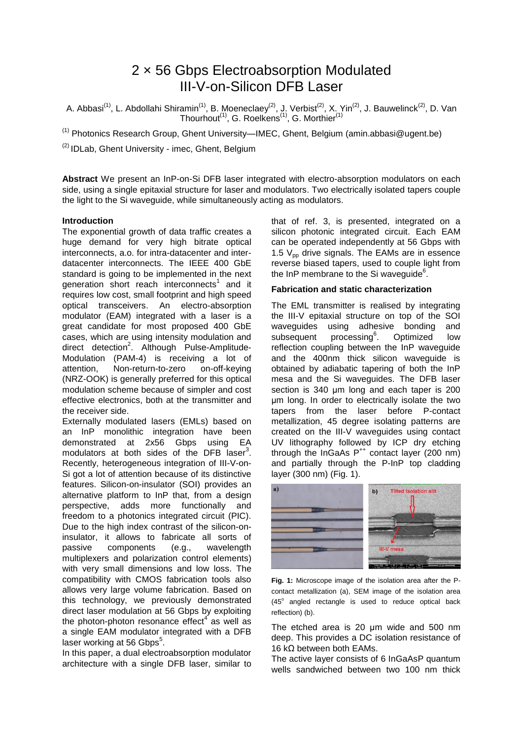# 2 × 56 Gbps Electroabsorption Modulated III-V-on-Silicon DFB Laser

A. Abbasi[1], L. Abdollahi Shiramin[1], B. Moeneclaey[2], J. Verbist[2], X. Yin[2], J. Bauwelinck[2], D. Van Thourhout[1], G. Roelkens[1], G. Morthier[1]

[1] Photonics Research Group, Ghent University—IMEC, Ghent, Belgium (amin.abbasi@ugent.be)

[2] IDLab, Ghent University - imec, Ghent, Belgium

**Abstract** We present an InP-on-Si DFB laser integrated with electro-absorption modulators on each side, using a single epitaxial structure for laser and modulators. Two electrically isolated tapers couple the light to the Si waveguide, while simultaneously acting as modulators.

## Introduction

The exponential growth of data traffic creates a huge demand for very high bitrate optical interconnects, a.o. for intra-datacenter and inter-datacenter interconnects. The IEEE 400 GbE standard is going to be implemented in the next generation short reach interconnects[1] and it requires low cost, small footprint and high speed optical transceivers. An electro-absorption modulator (EAM) integrated with a laser is a great candidate for most proposed 400 GbE cases, which are using intensity modulation and direct detection[2]. Although Pulse-Amplitude-Modulation (PAM-4) is receiving a lot of attention, Non-return-to-zero on-off-keying (NRZ-OOK) is generally preferred for this optical modulation scheme because of simpler and cost effective electronics, both at the transmitter and the receiver side.

Externally modulated lasers (EMLs) based on an InP monolithic integration have been demonstrated at 2x56 Gbps using EA modulators at both sides of the DFB laser[3]. Recently, heterogeneous integration of III-V-on-Si got a lot of attention because of its distinctive features. Silicon-on-insulator (SOI) provides an alternative platform to InP that, from a design perspective, adds more functionally and freedom to a photonics integrated circuit (PIC). Due to the high index contrast of the silicon-on-insulator, it allows to fabricate all sorts of passive components (e.g., wavelength multiplexers and polarization control elements) with very small dimensions and low loss. The compatibility with CMOS fabrication tools also allows very large volume fabrication. Based on this technology, we previously demonstrated direct laser modulation at 56 Gbps by exploiting the photon-photon resonance effect[4] as well as a single EAM modulator integrated with a DFB laser working at 56 Gbps[5].

In this paper, a dual electroabsorption modulator architecture with a single DFB laser, similar to that of ref. 3, is presented, integrated on a silicon photonic integrated circuit. Each EAM can be operated independently at 56 Gbps with 1.5 $V_{pp}$ drive signals. The EAMs are in essence reverse biased tapers, used to couple light from the InP membrane to the Si waveguide[6].

## Fabrication and static characterization

The EML transmitter is realised by integrating the III-V epitaxial structure on top of the SOI waveguides using adhesive bonding and subsequent processing[6]. Optimized low reflection coupling between the InP waveguide and the 400nm thick silicon waveguide is obtained by adiabatic tapering of both the InP mesa and the Si waveguides. The DFB laser section is 340 µm long and each taper is 200 µm long. In order to electrically isolate the two tapers from the laser before P-contact metallization, 45 degree isolating patterns are created on the III-V waveguides using contact UV lithography followed by ICP dry etching through the InGaAs $P^{++}$ contact layer (200 nm) and partially through the P-InP top cladding layer (300 nm) (Fig. 1).

**Fig. 1:** Microscope image of the isolation area after the P-contact metallization (a), SEM image of the isolation area (45° angled rectangle is used to reduce optical back reflection) (b).

The etched area is 20 µm wide and 500 nm deep. This provides a DC isolation resistance of 16 kΩ between both EAMs.

The active layer consists of 6 InGaAsP quantum wells sandwiched between two 100 nm thick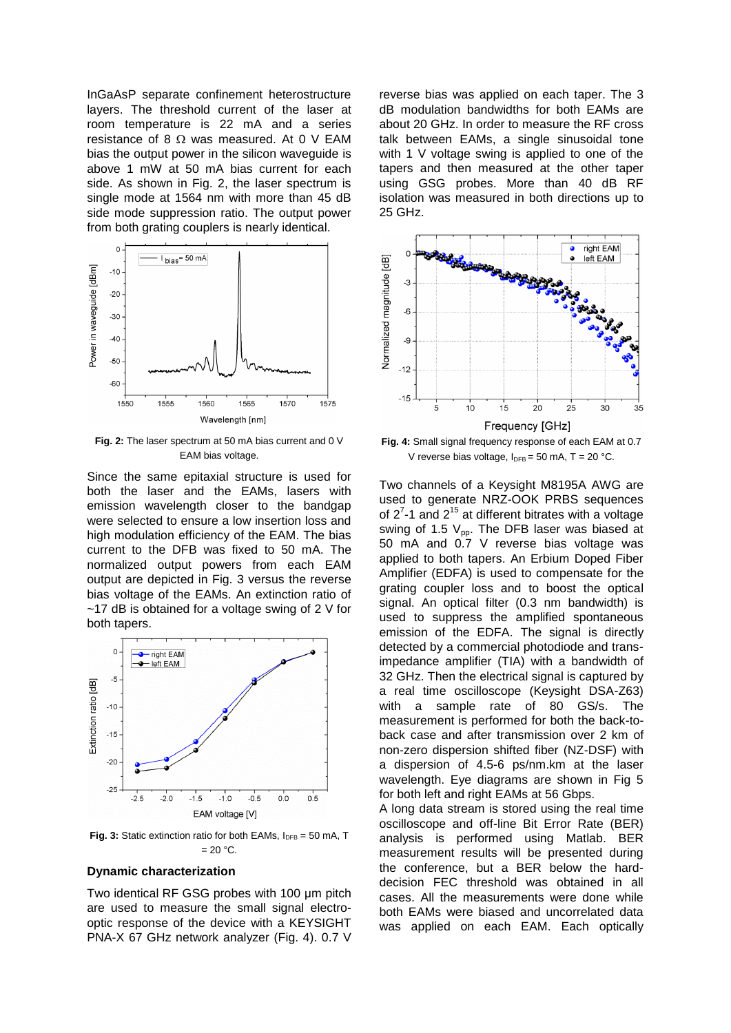InGaAsP separate confinement heterostructure layers. The threshold current of the laser at room temperature is 22 mA and a series resistance of 8 Ω was measured. At 0 V EAM bias the output power in the silicon waveguide is above 1 mW at 50 mA bias current for each side. As shown in Fig. 2, the laser spectrum is single mode at 1564 nm with more than 45 dB side mode suppression ratio. The output power from both grating couplers is nearly identical.

**Fig. 2:** The laser spectrum at 50 mA bias current and 0 V EAM bias voltage.

Since the same epitaxial structure is used for both the laser and the EAMs, lasers with emission wavelength closer to the bandgap were selected to ensure a low insertion loss and high modulation efficiency of the EAM. The bias current to the DFB was fixed to 50 mA. The normalized output powers from each EAM output are depicted in Fig. 3 versus the reverse bias voltage of the EAMs. An extinction ratio of ~17 dB is obtained for a voltage swing of 2 V for both tapers.

**Fig. 3:** Static extinction ratio for both EAMs, $I_{DFB}$ = 50 mA, T = 20 °C.

### Dynamic characterization

Two identical RF GSG probes with 100 µm pitch are used to measure the small signal electro-optic response of the device with a KEYSIGHT PNA-X 67 GHz network analyzer (Fig. 4). 0.7 V reverse bias was applied on each taper. The 3 dB modulation bandwidths for both EAMs are about 20 GHz. In order to measure the RF cross talk between EAMs, a single sinusoidal tone with 1 V voltage swing is applied to one of the tapers and then measured at the other taper using GSG probes. More than 40 dB RF isolation was measured in both directions up to 25 GHz.

**Fig. 4:** Small signal frequency response of each EAM at 0.7 V reverse bias voltage, $I_{DFB}$ = 50 mA, T = 20 °C.

Two channels of a Keysight M8195A AWG are used to generate NRZ-OOK PRBS sequences of $2^7$-1 and $2^{15}$ at different bitrates with a voltage swing of 1.5 $V_{pp}$. The DFB laser was biased at 50 mA and 0.7 V reverse bias voltage was applied to both tapers. An Erbium Doped Fiber Amplifier (EDFA) is used to compensate for the grating coupler loss and to boost the optical signal. An optical filter (0.3 nm bandwidth) is used to suppress the amplified spontaneous emission of the EDFA. The signal is directly detected by a commercial photodiode and trans-impedance amplifier (TIA) with a bandwidth of 32 GHz. Then the electrical signal is captured by a real time oscilloscope (Keysight DSA-Z63) with a sample rate of 80 GS/s. The measurement is performed for both the back-to-back case and after transmission over 2 km of non-zero dispersion shifted fiber (NZ-DSF) with a dispersion of 4.5-6 ps/nm.km at the laser wavelength. Eye diagrams are shown in Fig 5 for both left and right EAMs at 56 Gbps.

A long data stream is stored using the real time oscilloscope and off-line Bit Error Rate (BER) analysis is performed using Matlab. BER measurement results will be presented during the conference, but a BER below the hard-decision FEC threshold was obtained in all cases. All the measurements were done while both EAMs were biased and uncorrelated data was applied on each EAM. Each optically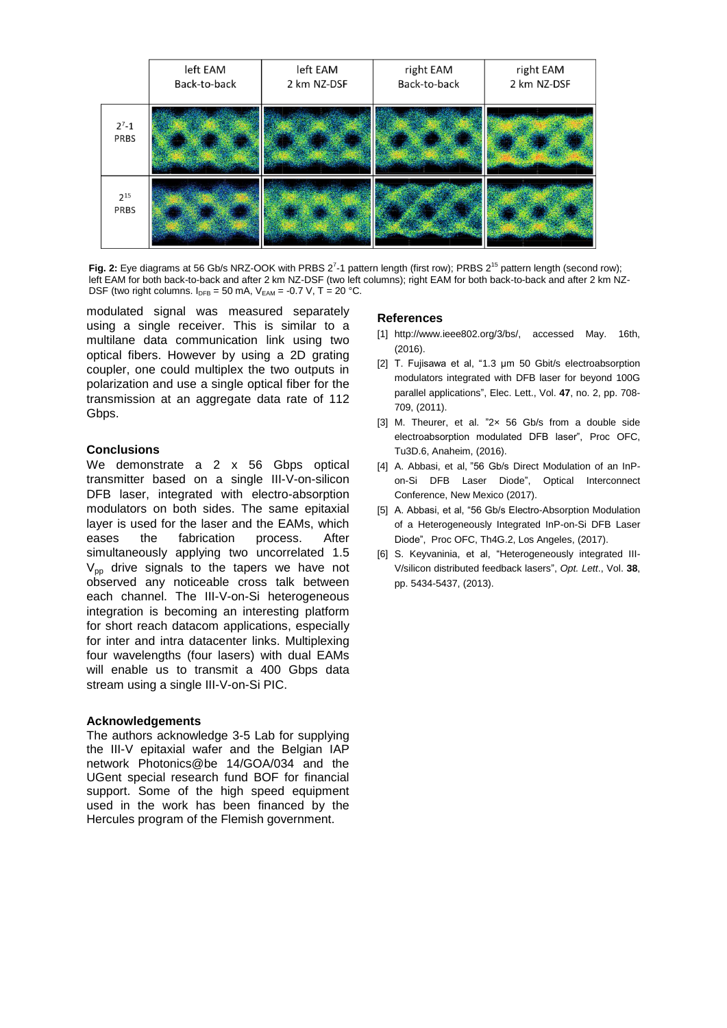| | left EAM Back-to-back | left EAM 2 km NZ-DSF | right EAM Back-to-back | right EAM 2 km NZ-DSF |
|---|---|---|---|---|
| $2^7$-1 PRBS | | | | |
| $2^{15}$ PRBS | | | | |

**Fig. 2:** Eye diagrams at 56 Gb/s NRZ-OOK with PRBS $2^7$-1 pattern length (first row); PRBS $2^{15}$ pattern length (second row); left EAM for both back-to-back and after 2 km NZ-DSF (two left columns); right EAM for both back-to-back and after 2 km NZ-DSF (two right columns. $I_{DFB}$ = 50 mA, $V_{EAM}$ = -0.7 V, T = 20 °C.

modulated signal was measured separately using a single receiver. This is similar to a multilane data communication link using two optical fibers. However by using a 2D grating coupler, one could multiplex the two outputs in polarization and use a single optical fiber for the transmission at an aggregate data rate of 112 Gbps.

## Conclusions

We demonstrate a 2 x 56 Gbps optical transmitter based on a single III-V-on-silicon DFB laser, integrated with electro-absorption modulators on both sides. The same epitaxial layer is used for the laser and the EAMs, which eases the fabrication process. After simultaneously applying two uncorrelated 1.5 $V_{pp}$ drive signals to the tapers we have not observed any noticeable cross talk between each channel. The III-V-on-Si heterogeneous integration is becoming an interesting platform for short reach datacom applications, especially for inter and intra datacenter links. Multiplexing four wavelengths (four lasers) with dual EAMs will enable us to transmit a 400 Gbps data stream using a single III-V-on-Si PIC.

## Acknowledgements

The authors acknowledge 3-5 Lab for supplying the III-V epitaxial wafer and the Belgian IAP network Photonics@be 14/GOA/034 and the UGent special research fund BOF for financial support. Some of the high speed equipment used in the work has been financed by the Hercules program of the Flemish government.

## References

[1] http://www.ieee802.org/3/bs/, accessed May. 16th, (2016).

[2] T. Fujisawa et al, "1.3 μm 50 Gbit/s electroabsorption modulators integrated with DFB laser for beyond 100G parallel applications", Elec. Lett., Vol. **47**, no. 2, pp. 708-709, (2011).

[3] M. Theurer, et al. "2× 56 Gb/s from a double side electroabsorption modulated DFB laser", Proc OFC, Tu3D.6, Anaheim, (2016).

[4] A. Abbasi, et al, "56 Gb/s Direct Modulation of an InP-on-Si DFB Laser Diode", Optical Interconnect Conference, New Mexico (2017).

[5] A. Abbasi, et al, "56 Gb/s Electro-Absorption Modulation of a Heterogeneously Integrated InP-on-Si DFB Laser Diode", Proc OFC, Th4G.2, Los Angeles, (2017).

[6] S. Keyvaninia, et al, "Heterogeneously integrated III-V/silicon distributed feedback lasers", *Opt. Lett*., Vol. **38**, pp. 5434-5437, (2013).